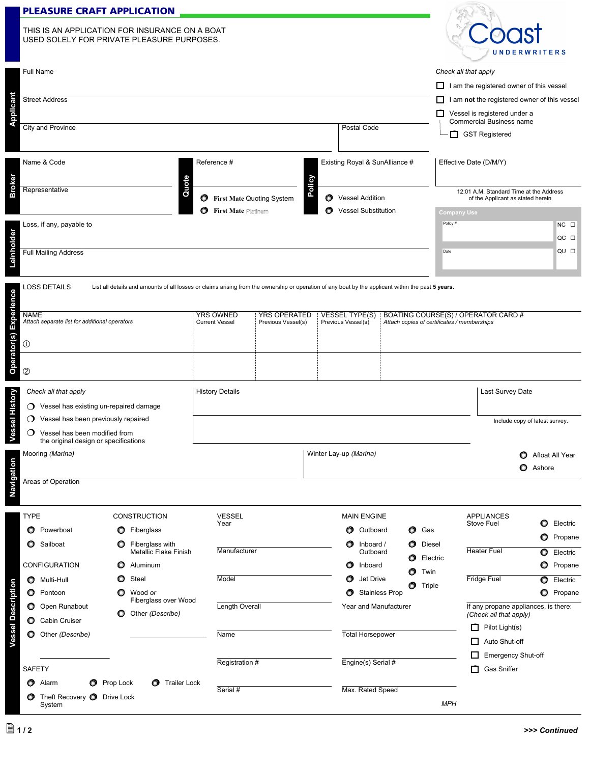# PLEASURE CRAFT APPLICATION

THIS IS AN APPLICATION FOR INSURANCE ON A BOAT USED SOLELY FOR PRIVATE PLEASURE PURPOSES.

Coast UNDERWRITERS

## Applicant

Full Name

Street Address

City and Province | Postal Code

*Check all that apply*

- ☐ I am the registered owner of this vessel
- ☐ I am **not** the registered owner of this vessel
- ☐ Vessel is registered under a Commercial Business name
  - ☐ GST Registered

## Broker

Name & Code

Representative

## Quote

Reference #

- ○ First Mate Quoting System
- ○ First Mate Platinum

## Policy

Existing Royal & SunAlliance #

- ○ Vessel Addition
- ○ Vessel Substitution

Effective Date (D/M/Y)

12:01 A.M. Standard Time at the Address of the Applicant as stated herein

**Company Use**

Policy # | NC ☐ | QC ☐ | QU ☐

Date

## Leinholder

Loss, if any, payable to

Full Mailing Address

## Operator(s) Experience

LOSS DETAILS — List all details and amounts of all losses or claims arising from the ownership or operation of any boat by the applicant within the past **5 years.**

| NAME *Attach separate list for additional operators* | YRS OWNED Current Vessel | YRS OPERATED Previous Vessel(s) | VESSEL TYPE(S) Previous Vessel(s) | BOATING COURSE(S) / OPERATOR CARD # *Attach copies of certificates / memberships* |
|---|---|---|---|---|
| ① | | | | |
| ② | | | | |

## Vessel History

*Check all that apply*

- ○ Vessel has existing un-repaired damage
- ○ Vessel has been previously repaired
- ○ Vessel has been modified from the original design or specifications

History Details

Last Survey Date

Include copy of latest survey.

## Navigation

Mooring *(Marina)*

Winter Lay-up *(Marina)*

- ○ Afloat All Year
- ○ Ashore

Areas of Operation

## Vessel Description

**TYPE**

- ○ Powerboat
- ○ Sailboat

**CONFIGURATION**

- ○ Multi-Hull
- ○ Pontoon
- ○ Open Runabout
- ○ Cabin Cruiser
- ○ Other *(Describe)*

**CONSTRUCTION**

- ○ Fiberglass
- ○ Fiberglass with Metallic Flake Finish
- ○ Aluminum
- ○ Steel
- ○ Wood *or* Fiberglass over Wood
- ○ Other *(Describe)*

**VESSEL**

Year

Manufacturer

Model

Length Overall

Name

Registration #

Serial #

**MAIN ENGINE**

- ○ Outboard
- ○ Inboard / Outboard
- ○ Inboard
- ○ Jet Drive
- ○ Stainless Prop

- ○ Gas
- ○ Diesel
- ○ Electric
- ○ Twin
- ○ Triple

Year and Manufacturer

Total Horsepower

Engine(s) Serial #

Max. Rated Speed *MPH*

**APPLIANCES**

Stove Fuel — ○ Electric ○ Propane

Heater Fuel — ○ Electric ○ Propane

Fridge Fuel — ○ Electric ○ Propane

If any propane appliances, is there: *(Check all that apply)*

- ☐ Pilot Light(s)
- ☐ Auto Shut-off
- ☐ Emergency Shut-off
- ☐ Gas Sniffer

**SAFETY**

- ○ Alarm
- ○ Theft Recovery System
- ○ Prop Lock
- ○ Drive Lock
- ○ Trailer Lock

**>>> Continued**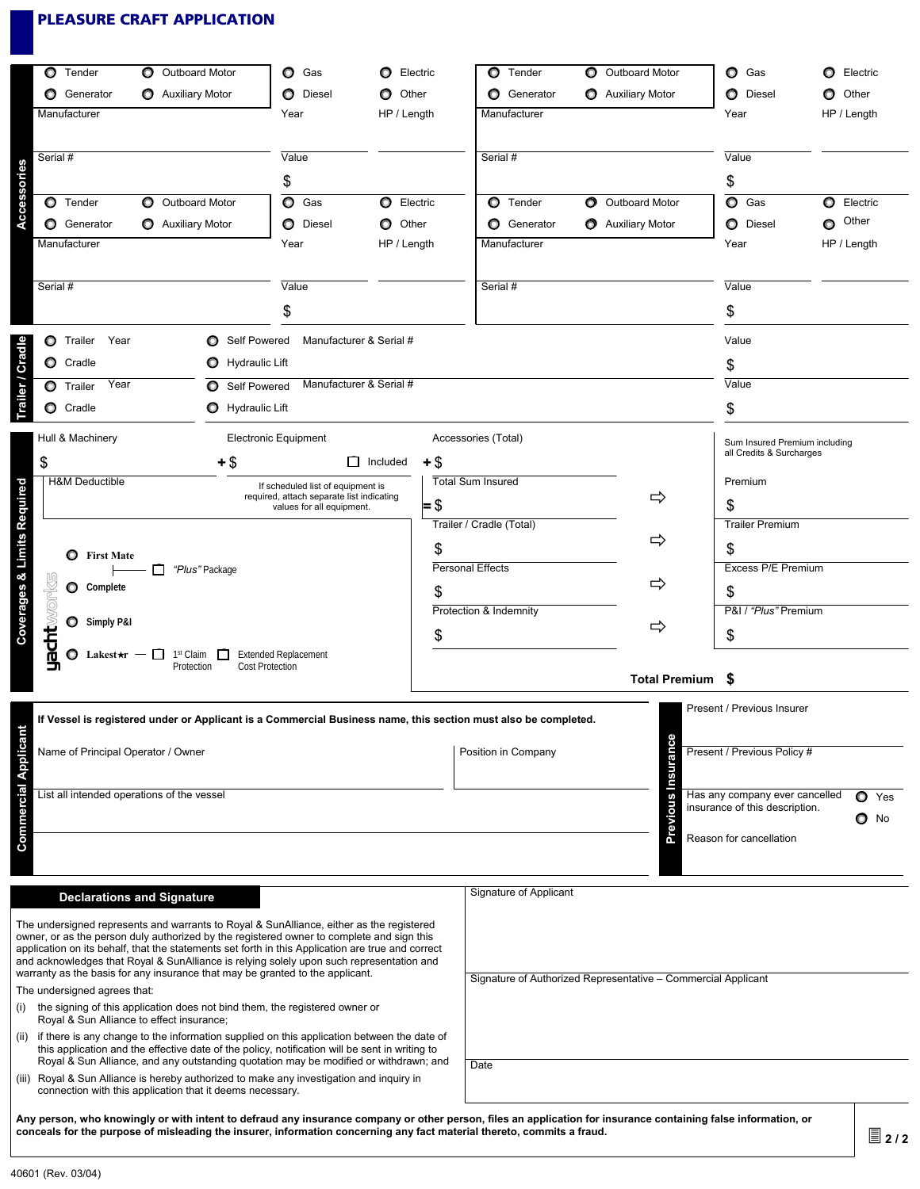# PLEASURE CRAFT APPLICATION

## Accessories

| | | | |
|---|---|---|---|
| ○ Tender ○ Outboard Motor ○ Generator ○ Auxiliary Motor | ○ Gas ○ Electric ○ Diesel ○ Other | ○ Tender ○ Outboard Motor ○ Generator ○ Auxiliary Motor | ○ Gas ○ Electric ○ Diesel ○ Other |
| Manufacturer | Year / HP / Length | Manufacturer | Year / HP / Length |
| Serial # | Value $ | Serial # | Value $ |
| ○ Tender ○ Outboard Motor ○ Generator ○ Auxiliary Motor | ○ Gas ○ Electric ○ Diesel ○ Other | ○ Tender ○ Outboard Motor ○ Generator ○ Auxiliary Motor | ○ Gas ○ Electric ○ Diesel ○ Other |
| Manufacturer | Year / HP / Length | Manufacturer | Year / HP / Length |
| Serial # | Value $ | Serial # | Value $ |

## Trailer / Cradle

| | | | |
|---|---|---|---|
| ○ Trailer Year ○ Cradle | ○ Self Powered ○ Hydraulic Lift | Manufacturer & Serial # | Value $ |
| ○ Trailer Year ○ Cradle | ○ Self Powered ○ Hydraulic Lift | Manufacturer & Serial # | Value $ |

## Coverages & Limits Required

Hull & Machinery $ + Electronic Equipment $ ☐ Included + Accessories (Total) $

H&M Deductible

If scheduled list of equipment is required, attach separate list indicating values for all equipment.

= Total Sum Insured $ ⇨ Premium $

Trailer / Cradle (Total) $ ⇨ Trailer Premium $

Personal Effects $ ⇨ Excess P/E Premium $

Protection & Indemnity $ ⇨ P&I / *"Plus"* Premium $

Sum Insured Premium including all Credits & Surcharges

yachtworks

○ **First Mate** — ☐ *"Plus"* Package

○ **Complete**

○ **Simply P&I**

○ **Lakest★r** — ☐ 1st Claim Protection ☐ Extended Replacement Cost Protection

**Total Premium $**

## Commercial Applicant

**If Vessel is registered under or Applicant is a Commercial Business name, this section must also be completed.**

Name of Principal Operator / Owner

Position in Company

List all intended operations of the vessel

## Previous Insurance

Present / Previous Insurer

Present / Previous Policy #

Has any company ever cancelled insurance of this description. ○ Yes ○ No

Reason for cancellation

## Declarations and Signature

The undersigned represents and warrants to Royal & SunAlliance, either as the registered owner, or as the person duly authorized by the registered owner to complete and sign this application on its behalf, that the statements set forth in this Application are true and correct and acknowledges that Royal & SunAlliance is relying solely upon such representation and warranty as the basis for any insurance that may be granted to the applicant.

The undersigned agrees that:

(i) the signing of this application does not bind them, the registered owner or Royal & Sun Alliance to effect insurance;

(ii) if there is any change to the information supplied on this application between the date of this application and the effective date of the policy, notification will be sent in writing to Royal & Sun Alliance, and any outstanding quotation may be modified or withdrawn; and

(iii) Royal & Sun Alliance is hereby authorized to make any investigation and inquiry in connection with this application that it deems necessary.

Signature of Applicant

Signature of Authorized Representative – Commercial Applicant

Date

**Any person, who knowingly or with intent to defraud any insurance company or other person, files an application for insurance containing false information, or conceals for the purpose of misleading the insurer, information concerning any fact material thereto, commits a fraud.**

40601 (Rev. 03/04)